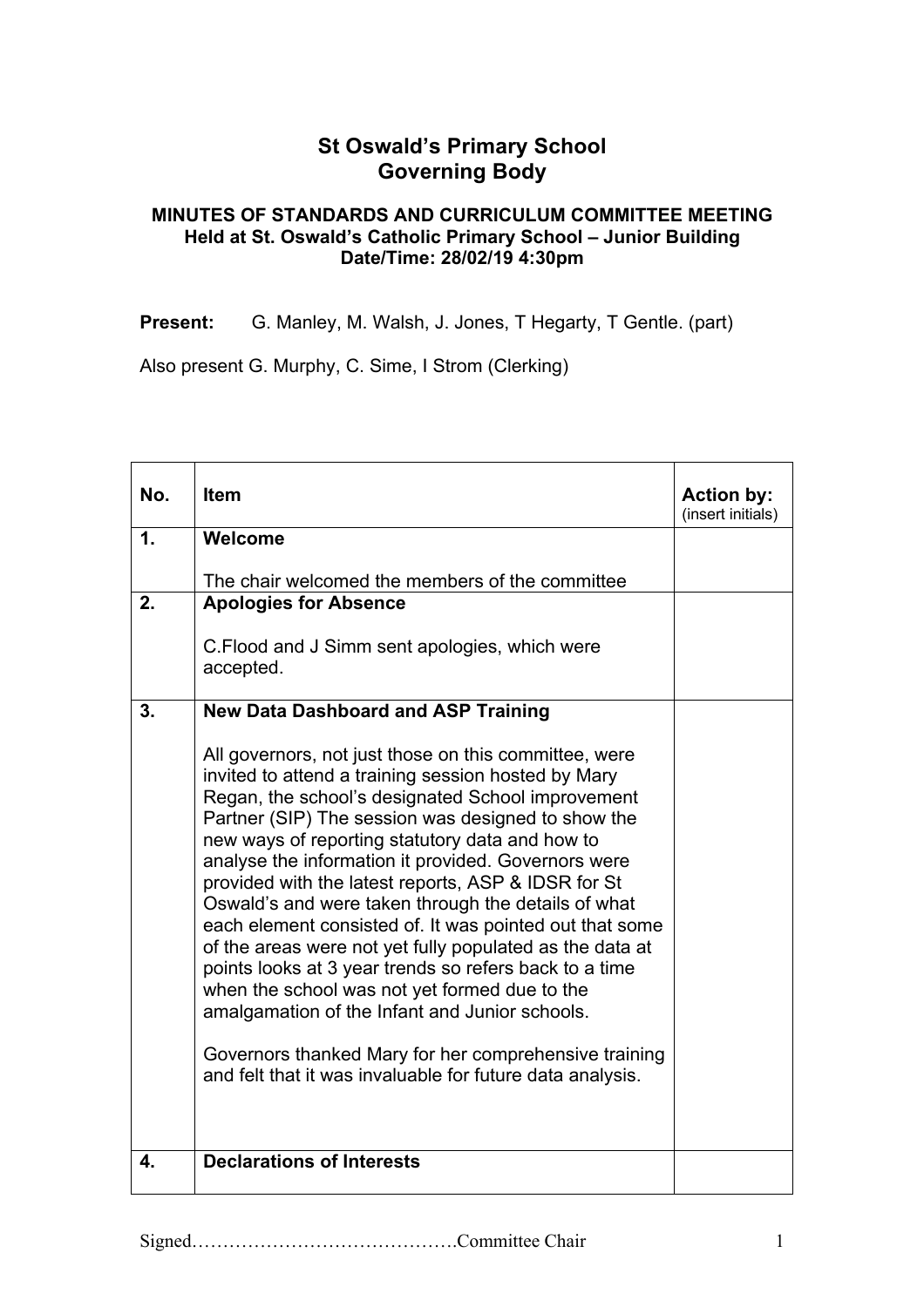# St Oswald's Primary School
# Governing Body

### MINUTES OF STANDARDS AND CURRICULUM COMMITTEE MEETING
### Held at St. Oswald's Catholic Primary School – Junior Building
### Date/Time: 28/02/19 4:30pm

**Present:** G. Manley, M. Walsh, J. Jones, T Hegarty, T Gentle. (part)

Also present G. Murphy, C. Sime, I Strom (Clerking)

| No. | Item | Action by: (insert initials) |
|---|---|---|
| 1. | **Welcome**<br><br>The chair welcomed the members of the committee | |
| 2. | **Apologies for Absence**<br><br>C.Flood and J Simm sent apologies, which were accepted. | |
| 3. | **New Data Dashboard and ASP Training**<br><br>All governors, not just those on this committee, were invited to attend a training session hosted by Mary Regan, the school's designated School improvement Partner (SIP) The session was designed to show the new ways of reporting statutory data and how to analyse the information it provided. Governors were provided with the latest reports, ASP & IDSR for St Oswald's and were taken through the details of what each element consisted of. It was pointed out that some of the areas were not yet fully populated as the data at points looks at 3 year trends so refers back to a time when the school was not yet formed due to the amalgamation of the Infant and Junior schools.<br><br>Governors thanked Mary for her comprehensive training and felt that it was invaluable for future data analysis. | |
| 4. | **Declarations of Interests** | |

Signed…………………………………….Committee Chair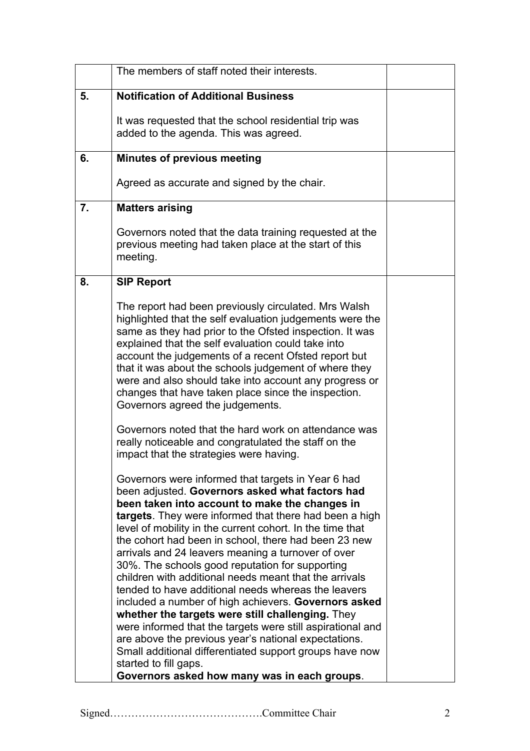| | | |
|---|---|---|
| | The members of staff noted their interests. | |
| **5.** | **Notification of Additional Business**<br><br>It was requested that the school residential trip was added to the agenda. This was agreed. | |
| **6.** | **Minutes of previous meeting**<br><br>Agreed as accurate and signed by the chair. | |
| **7.** | **Matters arising**<br><br>Governors noted that the data training requested at the previous meeting had taken place at the start of this meeting. | |
| **8.** | **SIP Report**<br><br>The report had been previously circulated. Mrs Walsh highlighted that the self evaluation judgements were the same as they had prior to the Ofsted inspection. It was explained that the self evaluation could take into account the judgements of a recent Ofsted report but that it was about the schools judgement of where they were and also should take into account any progress or changes that have taken place since the inspection. Governors agreed the judgements.<br><br>Governors noted that the hard work on attendance was really noticeable and congratulated the staff on the impact that the strategies were having.<br><br>Governors were informed that targets in Year 6 had been adjusted. **Governors asked what factors had been taken into account to make the changes in targets**. They were informed that there had been a high level of mobility in the current cohort. In the time that the cohort had been in school, there had been 23 new arrivals and 24 leavers meaning a turnover of over 30%. The schools good reputation for supporting children with additional needs meant that the arrivals tended to have additional needs whereas the leavers included a number of high achievers. **Governors asked whether the targets were still challenging.** They were informed that the targets were still aspirational and are above the previous year's national expectations. Small additional differentiated support groups have now started to fill gaps.<br>**Governors asked how many was in each groups**. | |

Signed…………………………………….Committee Chair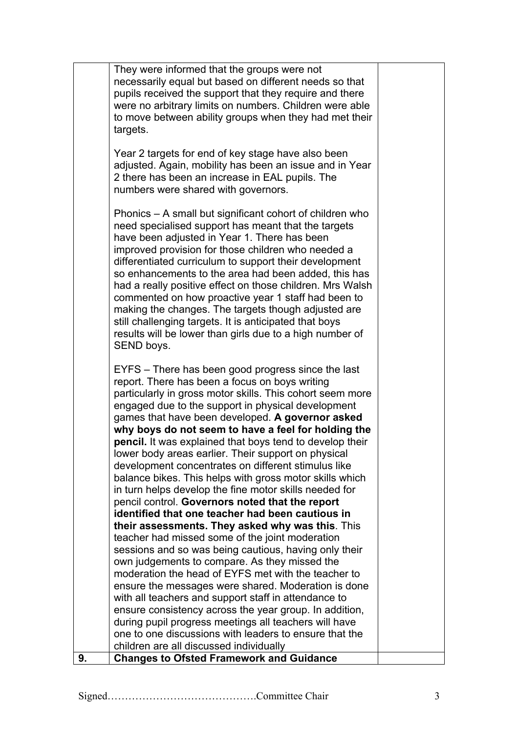| | | |
|---|---|---|
| | They were informed that the groups were not necessarily equal but based on different needs so that pupils received the support that they require and there were no arbitrary limits on numbers. Children were able to move between ability groups when they had met their targets.<br><br>Year 2 targets for end of key stage have also been adjusted. Again, mobility has been an issue and in Year 2 there has been an increase in EAL pupils. The numbers were shared with governors.<br><br>Phonics – A small but significant cohort of children who need specialised support has meant that the targets have been adjusted in Year 1. There has been improved provision for those children who needed a differentiated curriculum to support their development so enhancements to the area had been added, this has had a really positive effect on those children. Mrs Walsh commented on how proactive year 1 staff had been to making the changes. The targets though adjusted are still challenging targets. It is anticipated that boys results will be lower than girls due to a high number of SEND boys.<br><br>EYFS – There has been good progress since the last report. There has been a focus on boys writing particularly in gross motor skills. This cohort seem more engaged due to the support in physical development games that have been developed. **A governor asked why boys do not seem to have a feel for holding the pencil.** It was explained that boys tend to develop their lower body areas earlier. Their support on physical development concentrates on different stimulus like balance bikes. This helps with gross motor skills which in turn helps develop the fine motor skills needed for pencil control. **Governors noted that the report identified that one teacher had been cautious in their assessments. They asked why was this**. This teacher had missed some of the joint moderation sessions and so was being cautious, having only their own judgements to compare. As they missed the moderation the head of EYFS met with the teacher to ensure the messages were shared. Moderation is done with all teachers and support staff in attendance to ensure consistency across the year group. In addition, during pupil progress meetings all teachers will have one to one discussions with leaders to ensure that the children are all discussed individually | |
| **9.** | **Changes to Ofsted Framework and Guidance** | |

Signed…………………………………….Committee Chair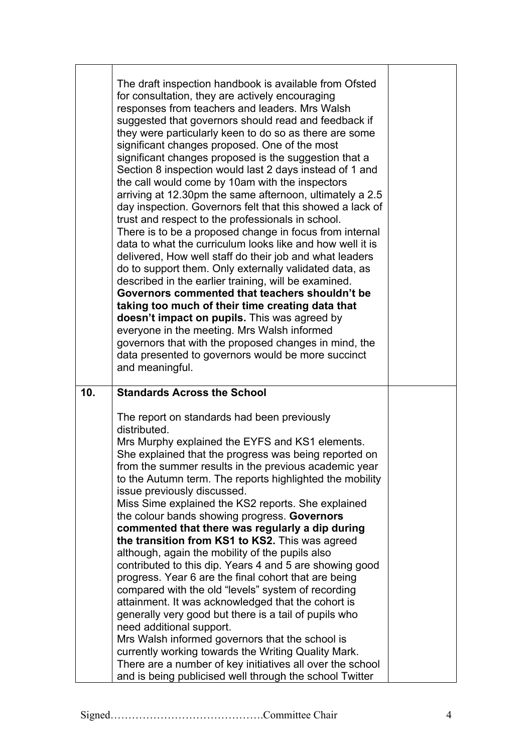| | | |
|---|---|---|
| | The draft inspection handbook is available from Ofsted for consultation, they are actively encouraging responses from teachers and leaders. Mrs Walsh suggested that governors should read and feedback if they were particularly keen to do so as there are some significant changes proposed. One of the most significant changes proposed is the suggestion that a Section 8 inspection would last 2 days instead of 1 and the call would come by 10am with the inspectors arriving at 12.30pm the same afternoon, ultimately a 2.5 day inspection. Governors felt that this showed a lack of trust and respect to the professionals in school.<br>There is to be a proposed change in focus from internal data to what the curriculum looks like and how well it is delivered, How well staff do their job and what leaders do to support them. Only externally validated data, as described in the earlier training, will be examined. **Governors commented that teachers shouldn't be taking too much of their time creating data that doesn't impact on pupils.** This was agreed by everyone in the meeting. Mrs Walsh informed governors that with the proposed changes in mind, the data presented to governors would be more succinct and meaningful. | |
| **10.** | **Standards Across the School**<br><br>The report on standards had been previously distributed.<br>Mrs Murphy explained the EYFS and KS1 elements. She explained that the progress was being reported on from the summer results in the previous academic year to the Autumn term. The reports highlighted the mobility issue previously discussed.<br>Miss Sime explained the KS2 reports. She explained the colour bands showing progress. **Governors commented that there was regularly a dip during the transition from KS1 to KS2.** This was agreed although, again the mobility of the pupils also contributed to this dip. Years 4 and 5 are showing good progress. Year 6 are the final cohort that are being compared with the old "levels" system of recording attainment. It was acknowledged that the cohort is generally very good but there is a tail of pupils who need additional support.<br>Mrs Walsh informed governors that the school is currently working towards the Writing Quality Mark. There are a number of key initiatives all over the school and is being publicised well through the school Twitter | |

Signed……………………………………Committee Chair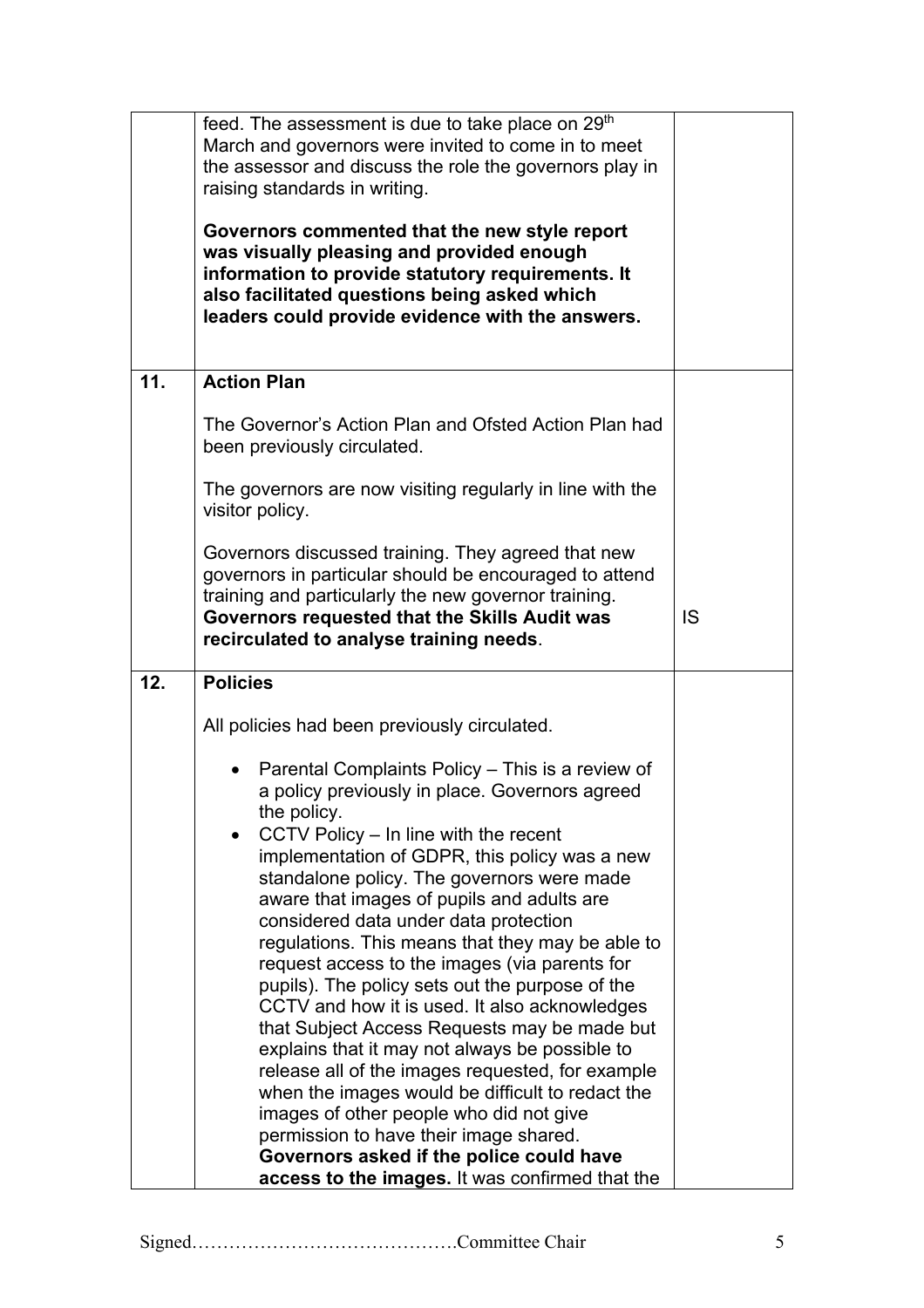| | | |
|---|---|---|
| | feed. The assessment is due to take place on 29th March and governors were invited to come in to meet the assessor and discuss the role the governors play in raising standards in writing.<br><br>**Governors commented that the new style report was visually pleasing and provided enough information to provide statutory requirements. It also facilitated questions being asked which leaders could provide evidence with the answers.** | |
| **11.** | **Action Plan**<br><br>The Governor's Action Plan and Ofsted Action Plan had been previously circulated.<br><br>The governors are now visiting regularly in line with the visitor policy.<br><br>Governors discussed training. They agreed that new governors in particular should be encouraged to attend training and particularly the new governor training. **Governors requested that the Skills Audit was recirculated to analyse training needs**. | IS |
| **12.** | **Policies**<br><br>All policies had been previously circulated.<br><br>• Parental Complaints Policy – This is a review of a policy previously in place. Governors agreed the policy.<br>• CCTV Policy – In line with the recent implementation of GDPR, this policy was a new standalone policy. The governors were made aware that images of pupils and adults are considered data under data protection regulations. This means that they may be able to request access to the images (via parents for pupils). The policy sets out the purpose of the CCTV and how it is used. It also acknowledges that Subject Access Requests may be made but explains that it may not always be possible to release all of the images requested, for example when the images would be difficult to redact the images of other people who did not give permission to have their image shared. **Governors asked if the police could have access to the images.** It was confirmed that the | |

Signed…………………………………….Committee Chair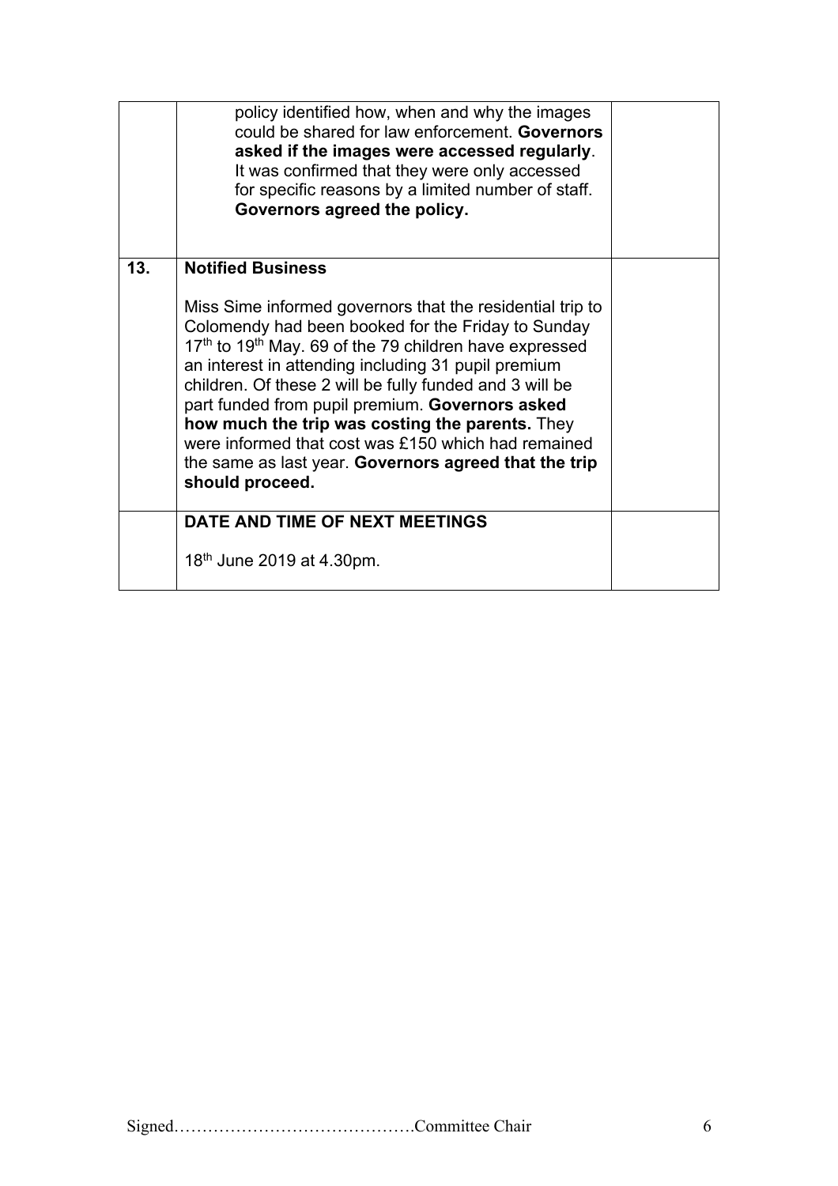| | | |
|---|---|---|
| | policy identified how, when and why the images could be shared for law enforcement. **Governors asked if the images were accessed regularly**. It was confirmed that they were only accessed for specific reasons by a limited number of staff. **Governors agreed the policy.** | |
| **13.** | **Notified Business**<br><br>Miss Sime informed governors that the residential trip to Colomendy had been booked for the Friday to Sunday 17th to 19th May. 69 of the 79 children have expressed an interest in attending including 31 pupil premium children. Of these 2 will be fully funded and 3 will be part funded from pupil premium. **Governors asked how much the trip was costing the parents.** They were informed that cost was £150 which had remained the same as last year. **Governors agreed that the trip should proceed.** | |
| | **DATE AND TIME OF NEXT MEETINGS**<br><br>18th June 2019 at 4.30pm. | |

Signed…………………………………….Committee Chair